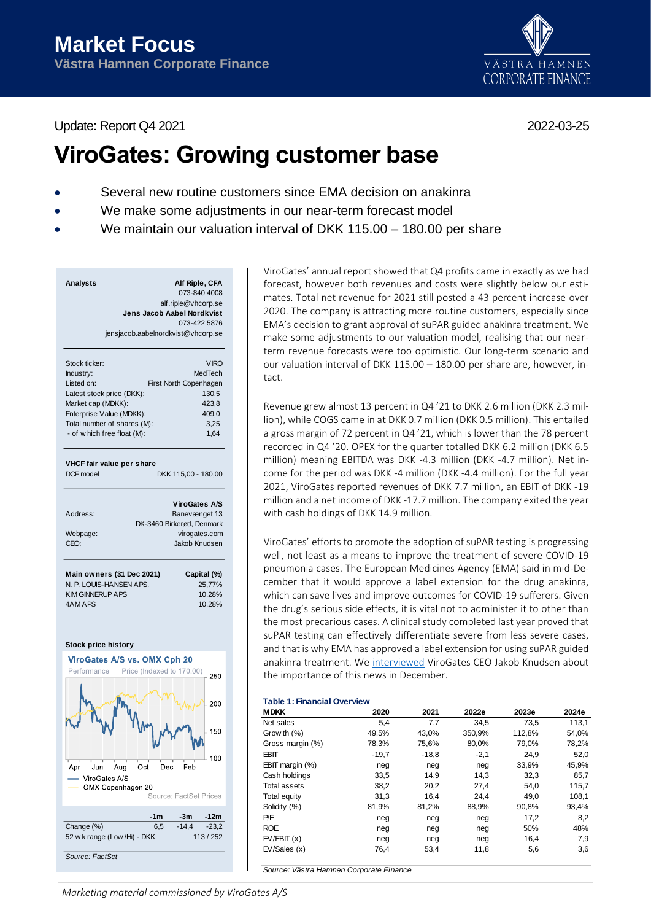# Market Focus

Västra Hamnen Corporate Finance

Update: Report Q4 2021

2022-03-25

# ViroGates: Growing customer base

- Several new routine customers since EMA decision on anakinra
- We make some adjustments in our near-term forecast model
- We maintain our valuation interval of DKK 115.00 – 180.00 per share

**Analysts**

**Alf Riple, CFA**
073-840 4008
alf.riple@vhcorp.se

**Jens Jacob Aabel Nordkvist**
073-422 5876
jensjacob.aabelnordkvist@vhcorp.se

| | |
|---|---|
| Stock ticker: | VIRO |
| Industry: | MedTech |
| Listed on: | First North Copenhagen |
| Latest stock price (DKK): | 130,5 |
| Market cap (MDKK): | 423,8 |
| Enterprise Value (MDKK): | 409,0 |
| Total number of shares (M): | 3,25 |
| - of which free float (M): | 1,64 |

**VHCF fair value per share**

| | |
|---|---|
| DCF model | DKK 115,00 - 180,00 |

**ViroGates A/S**

| | |
|---|---|
| Address: | Banevænget 13 |
| | DK-3460 Birkerød, Denmark |
| Webpage: | virogates.com |
| CEO: | Jakob Knudsen |

| Main owners (31 Dec 2021) | Capital (%) |
|---|---|
| N. P. LOUIS-HANSEN APS. | 25,77% |
| KIM GINNERUP APS | 10,28% |
| 4AM APS | 10,28% |

**Stock price history**

ViroGates A/S vs. OMX Cph 20

Performance — Price (Indexed to 170.00)

Apr Jun Aug Oct Dec Feb

ViroGates A/S — OMX Copenhagen 20

Source: FactSet Prices

| | -1m | -3m | -12m |
|---|---|---|---|
| Change (%) | 6,5 | -14,4 | -23,2 |
| 52 wk range (Low/Hi) - DKK | | | 113 / 252 |

*Source: FactSet*

ViroGates' annual report showed that Q4 profits came in exactly as we had forecast, however both revenues and costs were slightly below our estimates. Total net revenue for 2021 still posted a 43 percent increase over 2020. The company is attracting more routine customers, especially since EMA's decision to grant approval of suPAR guided anakinra treatment. We make some adjustments to our valuation model, realising that our near-term revenue forecasts were too optimistic. Our long-term scenario and our valuation interval of DKK 115.00 – 180.00 per share are, however, intact.

Revenue grew almost 13 percent in Q4 '21 to DKK 2.6 million (DKK 2.3 million), while COGS came in at DKK 0.7 million (DKK 0.5 million). This entailed a gross margin of 72 percent in Q4 '21, which is lower than the 78 percent recorded in Q4 '20. OPEX for the quarter totalled DKK 6.2 million (DKK 6.5 million) meaning EBITDA was DKK -4.3 million (DKK -4.7 million). Net income for the period was DKK -4 million (DKK -4.4 million). For the full year 2021, ViroGates reported revenues of DKK 7.7 million, an EBIT of DKK -19 million and a net income of DKK -17.7 million. The company exited the year with cash holdings of DKK 14.9 million.

ViroGates' efforts to promote the adoption of suPAR testing is progressing well, not least as a means to improve the treatment of severe COVID-19 pneumonia cases. The European Medicines Agency (EMA) said in mid-December that it would approve a label extension for the drug anakinra, which can save lives and improve outcomes for COVID-19 sufferers. Given the drug's serious side effects, it is vital not to administer it to other than the most precarious cases. A clinical study completed last year proved that suPAR testing can effectively differentiate severe from less severe cases, and that is why EMA has approved a label extension for using suPAR guided anakinra treatment. We interviewed ViroGates CEO Jakob Knudsen about the importance of this news in December.

**Table 1: Financial Overview**

| MDKK | 2020 | 2021 | 2022e | 2023e | 2024e |
|---|---|---|---|---|---|
| Net sales | 5,4 | 7,7 | 34,5 | 73,5 | 113,1 |
| Growth (%) | 49,5% | 43,0% | 350,9% | 112,8% | 54,0% |
| Gross margin (%) | 78,3% | 75,6% | 80,0% | 79,0% | 78,2% |
| EBIT | -19,7 | -18,8 | -2,1 | 24,9 | 52,0 |
| EBIT margin (%) | neg | neg | neg | 33,9% | 45,9% |
| Cash holdings | 33,5 | 14,9 | 14,3 | 32,3 | 85,7 |
| Total assets | 38,2 | 20,2 | 27,4 | 54,0 | 115,7 |
| Total equity | 31,3 | 16,4 | 24,4 | 49,0 | 108,1 |
| Solidity (%) | 81,9% | 81,2% | 88,9% | 90,8% | 93,4% |
| P/E | neg | neg | neg | 17,2 | 8,2 |
| ROE | neg | neg | neg | 50% | 48% |
| EV/EBIT (x) | neg | neg | neg | 16,4 | 7,9 |
| EV/Sales (x) | 76,4 | 53,4 | 11,8 | 5,6 | 3,6 |

*Source: Västra Hamnen Corporate Finance*

*Marketing material commissioned by ViroGates A/S*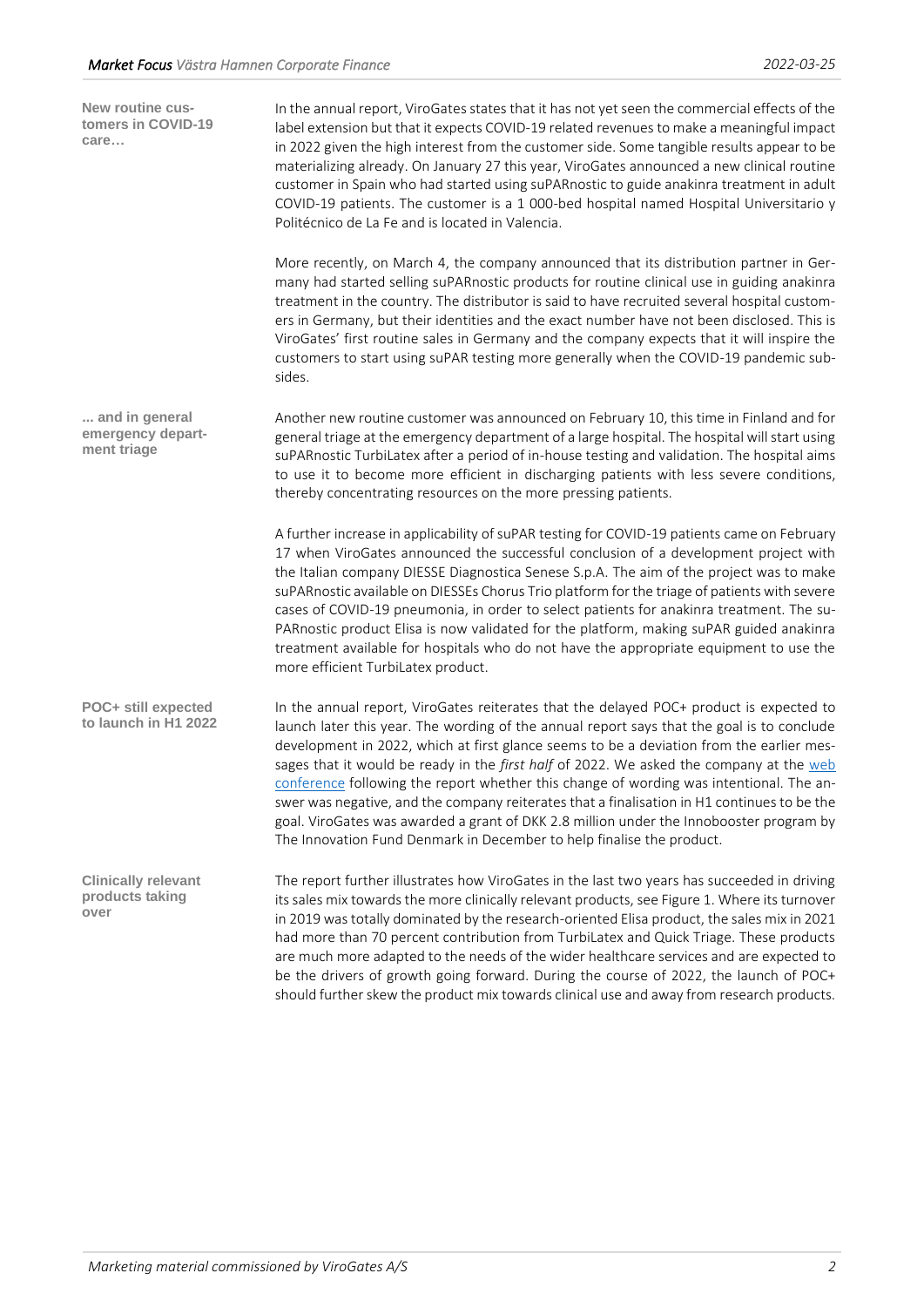**New routine customers in COVID-19 care…**

In the annual report, ViroGates states that it has not yet seen the commercial effects of the label extension but that it expects COVID-19 related revenues to make a meaningful impact in 2022 given the high interest from the customer side. Some tangible results appear to be materializing already. On January 27 this year, ViroGates announced a new clinical routine customer in Spain who had started using suPARnostic to guide anakinra treatment in adult COVID-19 patients. The customer is a 1 000-bed hospital named Hospital Universitario y Politécnico de La Fe and is located in Valencia.

More recently, on March 4, the company announced that its distribution partner in Germany had started selling suPARnostic products for routine clinical use in guiding anakinra treatment in the country. The distributor is said to have recruited several hospital customers in Germany, but their identities and the exact number have not been disclosed. This is ViroGates' first routine sales in Germany and the company expects that it will inspire the customers to start using suPAR testing more generally when the COVID-19 pandemic subsides.

**... and in general emergency department triage**

Another new routine customer was announced on February 10, this time in Finland and for general triage at the emergency department of a large hospital. The hospital will start using suPARnostic TurbiLatex after a period of in-house testing and validation. The hospital aims to use it to become more efficient in discharging patients with less severe conditions, thereby concentrating resources on the more pressing patients.

A further increase in applicability of suPAR testing for COVID-19 patients came on February 17 when ViroGates announced the successful conclusion of a development project with the Italian company DIESSE Diagnostica Senese S.p.A. The aim of the project was to make suPARnostic available on DIESSEs Chorus Trio platform for the triage of patients with severe cases of COVID-19 pneumonia, in order to select patients for anakinra treatment. The suPARnostic product Elisa is now validated for the platform, making suPAR guided anakinra treatment available for hospitals who do not have the appropriate equipment to use the more efficient TurbiLatex product.

**POC+ still expected to launch in H1 2022**

In the annual report, ViroGates reiterates that the delayed POC+ product is expected to launch later this year. The wording of the annual report says that the goal is to conclude development in 2022, which at first glance seems to be a deviation from the earlier messages that it would be ready in the *first half* of 2022. We asked the company at the web conference following the report whether this change of wording was intentional. The answer was negative, and the company reiterates that a finalisation in H1 continues to be the goal. ViroGates was awarded a grant of DKK 2.8 million under the Innobooster program by The Innovation Fund Denmark in December to help finalise the product.

**Clinically relevant products taking over**

The report further illustrates how ViroGates in the last two years has succeeded in driving its sales mix towards the more clinically relevant products, see Figure 1. Where its turnover in 2019 was totally dominated by the research-oriented Elisa product, the sales mix in 2021 had more than 70 percent contribution from TurbiLatex and Quick Triage. These products are much more adapted to the needs of the wider healthcare services and are expected to be the drivers of growth going forward. During the course of 2022, the launch of POC+ should further skew the product mix towards clinical use and away from research products.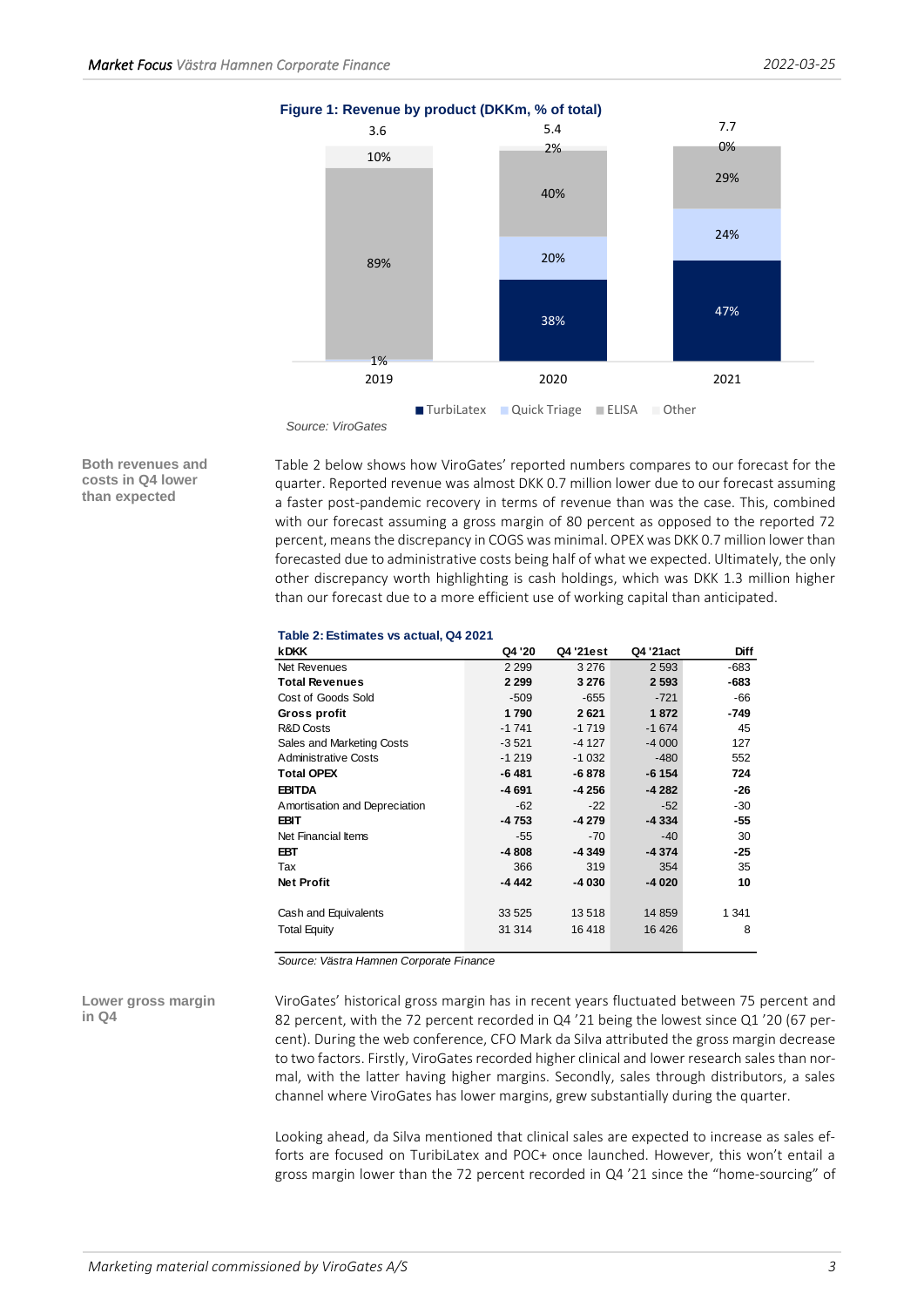**Figure 1: Revenue by product (DKKm, % of total)**

| | 2019 | 2020 | 2021 |
|---|---|---|---|
| Total (DKKm) | 3.6 | 5.4 | 7.7 |
| TurbiLatex | | 38% | 47% |
| Quick Triage | 1% | 20% | 24% |
| ELISA | 89% | 40% | 29% |
| Other | 10% | 2% | 0% |

*Source: ViroGates*

**Both revenues and costs in Q4 lower than expected**

Table 2 below shows how ViroGates' reported numbers compares to our forecast for the quarter. Reported revenue was almost DKK 0.7 million lower due to our forecast assuming a faster post-pandemic recovery in terms of revenue than was the case. This, combined with our forecast assuming a gross margin of 80 percent as opposed to the reported 72 percent, means the discrepancy in COGS was minimal. OPEX was DKK 0.7 million lower than forecasted due to administrative costs being half of what we expected. Ultimately, the only other discrepancy worth highlighting is cash holdings, which was DKK 1.3 million higher than our forecast due to a more efficient use of working capital than anticipated.

**Table 2: Estimates vs actual, Q4 2021**

| kDKK | Q4 '20 | Q4 '21est | Q4 '21act | Diff |
|---|---|---|---|---|
| Net Revenues | 2 299 | 3 276 | 2 593 | -683 |
| **Total Revenues** | **2 299** | **3 276** | **2 593** | **-683** |
| Cost of Goods Sold | -509 | -655 | -721 | -66 |
| **Gross profit** | **1 790** | **2 621** | **1 872** | **-749** |
| R&D Costs | -1 741 | -1 719 | -1 674 | 45 |
| Sales and Marketing Costs | -3 521 | -4 127 | -4 000 | 127 |
| Administrative Costs | -1 219 | -1 032 | -480 | 552 |
| **Total OPEX** | **-6 481** | **-6 878** | **-6 154** | **724** |
| **EBITDA** | **-4 691** | **-4 256** | **-4 282** | **-26** |
| Amortisation and Depreciation | -62 | -22 | -52 | -30 |
| **EBIT** | **-4 753** | **-4 279** | **-4 334** | **-55** |
| Net Financial Items | -55 | -70 | -40 | 30 |
| **EBT** | **-4 808** | **-4 349** | **-4 374** | **-25** |
| Tax | 366 | 319 | 354 | 35 |
| **Net Profit** | **-4 442** | **-4 030** | **-4 020** | **10** |
| | | | | |
| Cash and Equivalents | 33 525 | 13 518 | 14 859 | 1 341 |
| Total Equity | 31 314 | 16 418 | 16 426 | 8 |

*Source: Västra Hamnen Corporate Finance*

**Lower gross margin in Q4**

ViroGates' historical gross margin has in recent years fluctuated between 75 percent and 82 percent, with the 72 percent recorded in Q4 '21 being the lowest since Q1 '20 (67 percent). During the web conference, CFO Mark da Silva attributed the gross margin decrease to two factors. Firstly, ViroGates recorded higher clinical and lower research sales than normal, with the latter having higher margins. Secondly, sales through distributors, a sales channel where ViroGates has lower margins, grew substantially during the quarter.

Looking ahead, da Silva mentioned that clinical sales are expected to increase as sales efforts are focused on TuribiLatex and POC+ once launched. However, this won't entail a gross margin lower than the 72 percent recorded in Q4 '21 since the "home-sourcing" of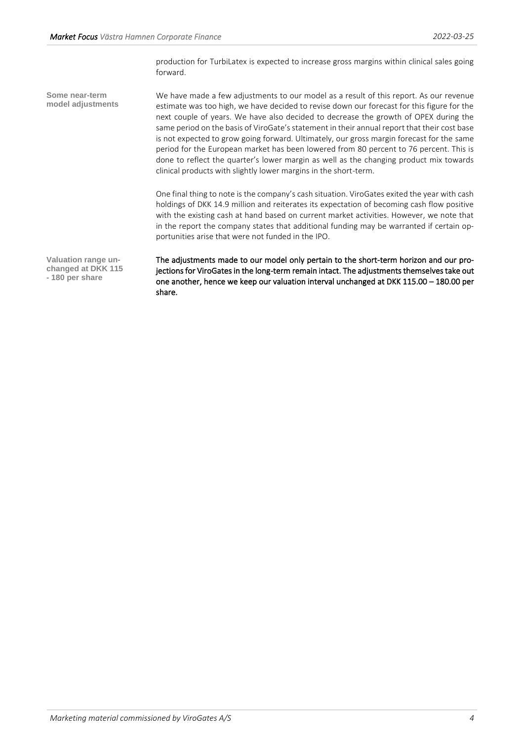production for TurbiLatex is expected to increase gross margins within clinical sales going forward.

**Some near-term model adjustments**

We have made a few adjustments to our model as a result of this report. As our revenue estimate was too high, we have decided to revise down our forecast for this figure for the next couple of years. We have also decided to decrease the growth of OPEX during the same period on the basis of ViroGate's statement in their annual report that their cost base is not expected to grow going forward. Ultimately, our gross margin forecast for the same period for the European market has been lowered from 80 percent to 76 percent. This is done to reflect the quarter's lower margin as well as the changing product mix towards clinical products with slightly lower margins in the short-term.

One final thing to note is the company's cash situation. ViroGates exited the year with cash holdings of DKK 14.9 million and reiterates its expectation of becoming cash flow positive with the existing cash at hand based on current market activities. However, we note that in the report the company states that additional funding may be warranted if certain opportunities arise that were not funded in the IPO.

**Valuation range unchanged at DKK 115 - 180 per share**

The adjustments made to our model only pertain to the short-term horizon and our projections for ViroGates in the long-term remain intact. The adjustments themselves take out one another, hence we keep our valuation interval unchanged at DKK 115.00 – 180.00 per share.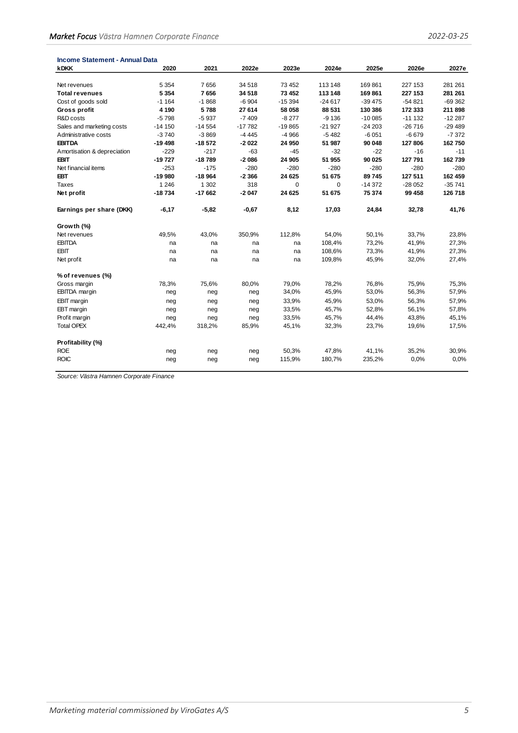**Income Statement - Annual Data**

| kDKK | 2020 | 2021 | 2022e | 2023e | 2024e | 2025e | 2026e | 2027e |
|---|---|---|---|---|---|---|---|---|
| Net revenues | 5 354 | 7 656 | 34 518 | 73 452 | 113 148 | 169 861 | 227 153 | 281 261 |
| **Total revenues** | **5 354** | **7 656** | **34 518** | **73 452** | **113 148** | **169 861** | **227 153** | **281 261** |
| Cost of goods sold | -1 164 | -1 868 | -6 904 | -15 394 | -24 617 | -39 475 | -54 821 | -69 362 |
| **Gross profit** | **4 190** | **5 788** | **27 614** | **58 058** | **88 531** | **130 386** | **172 333** | **211 898** |
| R&D costs | -5 798 | -5 937 | -7 409 | -8 277 | -9 136 | -10 085 | -11 132 | -12 287 |
| Sales and marketing costs | -14 150 | -14 554 | -17 782 | -19 865 | -21 927 | -24 203 | -26 716 | -29 489 |
| Administrative costs | -3 740 | -3 869 | -4 445 | -4 966 | -5 482 | -6 051 | -6 679 | -7 372 |
| **EBITDA** | **-19 498** | **-18 572** | **-2 022** | **24 950** | **51 987** | **90 048** | **127 806** | **162 750** |
| Amortisation & depreciation | -229 | -217 | -63 | -45 | -32 | -22 | -16 | -11 |
| **EBIT** | **-19 727** | **-18 789** | **-2 086** | **24 905** | **51 955** | **90 025** | **127 791** | **162 739** |
| Net financial items | -253 | -175 | -280 | -280 | -280 | -280 | -280 | -280 |
| **EBT** | **-19 980** | **-18 964** | **-2 366** | **24 625** | **51 675** | **89 745** | **127 511** | **162 459** |
| Taxes | 1 246 | 1 302 | 318 | 0 | 0 | -14 372 | -28 052 | -35 741 |
| **Net profit** | **-18 734** | **-17 662** | **-2 047** | **24 625** | **51 675** | **75 374** | **99 458** | **126 718** |
| | | | | | | | | |
| **Earnings per share (DKK)** | **-6,17** | **-5,82** | **-0,67** | **8,12** | **17,03** | **24,84** | **32,78** | **41,76** |
| | | | | | | | | |
| **Growth (%)** | | | | | | | | |
| Net revenues | 49,5% | 43,0% | 350,9% | 112,8% | 54,0% | 50,1% | 33,7% | 23,8% |
| EBITDA | na | na | na | na | 108,4% | 73,2% | 41,9% | 27,3% |
| EBIT | na | na | na | na | 108,6% | 73,3% | 41,9% | 27,3% |
| Net profit | na | na | na | na | 109,8% | 45,9% | 32,0% | 27,4% |
| | | | | | | | | |
| **% of revenues (%)** | | | | | | | | |
| Gross margin | 78,3% | 75,6% | 80,0% | 79,0% | 78,2% | 76,8% | 75,9% | 75,3% |
| EBITDA margin | neg | neg | neg | 34,0% | 45,9% | 53,0% | 56,3% | 57,9% |
| EBIT margin | neg | neg | neg | 33,9% | 45,9% | 53,0% | 56,3% | 57,9% |
| EBT margin | neg | neg | neg | 33,5% | 45,7% | 52,8% | 56,1% | 57,8% |
| Profit margin | neg | neg | neg | 33,5% | 45,7% | 44,4% | 43,8% | 45,1% |
| Total OPEX | 442,4% | 318,2% | 85,9% | 45,1% | 32,3% | 23,7% | 19,6% | 17,5% |
| | | | | | | | | |
| **Profitability (%)** | | | | | | | | |
| ROE | neg | neg | neg | 50,3% | 47,8% | 41,1% | 35,2% | 30,9% |
| ROIC | neg | neg | neg | 115,9% | 180,7% | 235,2% | 0,0% | 0,0% |

*Source: Västra Hamnen Corporate Finance*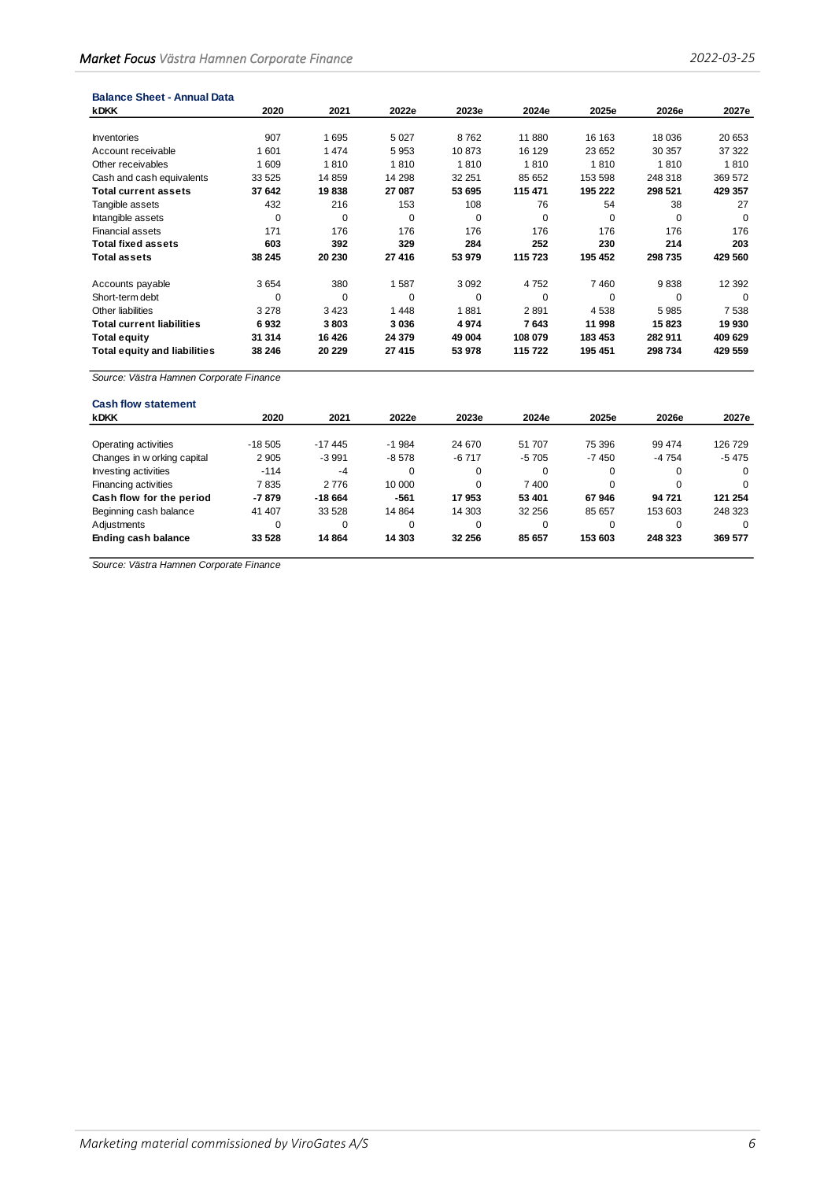**Balance Sheet - Annual Data**

| kDKK | 2020 | 2021 | 2022e | 2023e | 2024e | 2025e | 2026e | 2027e |
|---|---|---|---|---|---|---|---|---|
| Inventories | 907 | 1 695 | 5 027 | 8 762 | 11 880 | 16 163 | 18 036 | 20 653 |
| Account receivable | 1 601 | 1 474 | 5 953 | 10 873 | 16 129 | 23 652 | 30 357 | 37 322 |
| Other receivables | 1 609 | 1 810 | 1 810 | 1 810 | 1 810 | 1 810 | 1 810 | 1 810 |
| Cash and cash equivalents | 33 525 | 14 859 | 14 298 | 32 251 | 85 652 | 153 598 | 248 318 | 369 572 |
| **Total current assets** | **37 642** | **19 838** | **27 087** | **53 695** | **115 471** | **195 222** | **298 521** | **429 357** |
| Tangible assets | 432 | 216 | 153 | 108 | 76 | 54 | 38 | 27 |
| Intangible assets | 0 | 0 | 0 | 0 | 0 | 0 | 0 | 0 |
| Financial assets | 171 | 176 | 176 | 176 | 176 | 176 | 176 | 176 |
| **Total fixed assets** | **603** | **392** | **329** | **284** | **252** | **230** | **214** | **203** |
| **Total assets** | **38 245** | **20 230** | **27 416** | **53 979** | **115 723** | **195 452** | **298 735** | **429 560** |
| Accounts payable | 3 654 | 380 | 1 587 | 3 092 | 4 752 | 7 460 | 9 838 | 12 392 |
| Short-term debt | 0 | 0 | 0 | 0 | 0 | 0 | 0 | 0 |
| Other liabilities | 3 278 | 3 423 | 1 448 | 1 881 | 2 891 | 4 538 | 5 985 | 7 538 |
| **Total current liabilities** | **6 932** | **3 803** | **3 036** | **4 974** | **7 643** | **11 998** | **15 823** | **19 930** |
| **Total equity** | **31 314** | **16 426** | **24 379** | **49 004** | **108 079** | **183 453** | **282 911** | **409 629** |
| **Total equity and liabilities** | **38 246** | **20 229** | **27 415** | **53 978** | **115 722** | **195 451** | **298 734** | **429 559** |

*Source: Västra Hamnen Corporate Finance*

**Cash flow statement**

| kDKK | 2020 | 2021 | 2022e | 2023e | 2024e | 2025e | 2026e | 2027e |
|---|---|---|---|---|---|---|---|---|
| Operating activities | -18 505 | -17 445 | -1 984 | 24 670 | 51 707 | 75 396 | 99 474 | 126 729 |
| Changes in working capital | 2 905 | -3 991 | -8 578 | -6 717 | -5 705 | -7 450 | -4 754 | -5 475 |
| Investing activities | -114 | -4 | 0 | 0 | 0 | 0 | 0 | 0 |
| Financing activities | 7 835 | 2 776 | 10 000 | 0 | 7 400 | 0 | 0 | 0 |
| **Cash flow for the period** | **-7 879** | **-18 664** | **-561** | **17 953** | **53 401** | **67 946** | **94 721** | **121 254** |
| Beginning cash balance | 41 407 | 33 528 | 14 864 | 14 303 | 32 256 | 85 657 | 153 603 | 248 323 |
| Adjustments | 0 | 0 | 0 | 0 | 0 | 0 | 0 | 0 |
| **Ending cash balance** | **33 528** | **14 864** | **14 303** | **32 256** | **85 657** | **153 603** | **248 323** | **369 577** |

*Source: Västra Hamnen Corporate Finance*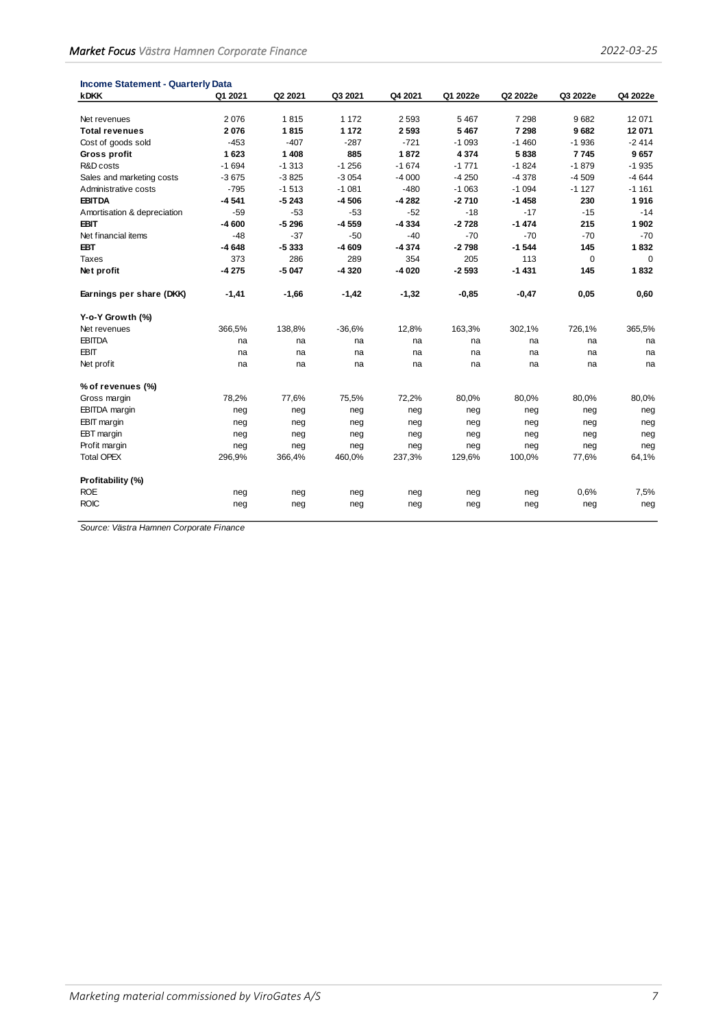**Income Statement - Quarterly Data**

| kDKK | Q1 2021 | Q2 2021 | Q3 2021 | Q4 2021 | Q1 2022e | Q2 2022e | Q3 2022e | Q4 2022e |
|---|---|---|---|---|---|---|---|---|
| Net revenues | 2 076 | 1 815 | 1 172 | 2 593 | 5 467 | 7 298 | 9 682 | 12 071 |
| **Total revenues** | **2 076** | **1 815** | **1 172** | **2 593** | **5 467** | **7 298** | **9 682** | **12 071** |
| Cost of goods sold | -453 | -407 | -287 | -721 | -1 093 | -1 460 | -1 936 | -2 414 |
| **Gross profit** | **1 623** | **1 408** | **885** | **1 872** | **4 374** | **5 838** | **7 745** | **9 657** |
| R&D costs | -1 694 | -1 313 | -1 256 | -1 674 | -1 771 | -1 824 | -1 879 | -1 935 |
| Sales and marketing costs | -3 675 | -3 825 | -3 054 | -4 000 | -4 250 | -4 378 | -4 509 | -4 644 |
| Administrative costs | -795 | -1 513 | -1 081 | -480 | -1 063 | -1 094 | -1 127 | -1 161 |
| **EBITDA** | **-4 541** | **-5 243** | **-4 506** | **-4 282** | **-2 710** | **-1 458** | **230** | **1 916** |
| Amortisation & depreciation | -59 | -53 | -53 | -52 | -18 | -17 | -15 | -14 |
| **EBIT** | **-4 600** | **-5 296** | **-4 559** | **-4 334** | **-2 728** | **-1 474** | **215** | **1 902** |
| Net financial items | -48 | -37 | -50 | -40 | -70 | -70 | -70 | -70 |
| **EBT** | **-4 648** | **-5 333** | **-4 609** | **-4 374** | **-2 798** | **-1 544** | **145** | **1 832** |
| Taxes | 373 | 286 | 289 | 354 | 205 | 113 | 0 | 0 |
| **Net profit** | **-4 275** | **-5 047** | **-4 320** | **-4 020** | **-2 593** | **-1 431** | **145** | **1 832** |
| | | | | | | | | |
| **Earnings per share (DKK)** | **-1,41** | **-1,66** | **-1,42** | **-1,32** | **-0,85** | **-0,47** | **0,05** | **0,60** |
| | | | | | | | | |
| **Y-o-Y Growth (%)** | | | | | | | | |
| Net revenues | 366,5% | 138,8% | -36,6% | 12,8% | 163,3% | 302,1% | 726,1% | 365,5% |
| EBITDA | na | na | na | na | na | na | na | na |
| EBIT | na | na | na | na | na | na | na | na |
| Net profit | na | na | na | na | na | na | na | na |
| | | | | | | | | |
| **% of revenues (%)** | | | | | | | | |
| Gross margin | 78,2% | 77,6% | 75,5% | 72,2% | 80,0% | 80,0% | 80,0% | 80,0% |
| EBITDA margin | neg | neg | neg | neg | neg | neg | neg | neg |
| EBIT margin | neg | neg | neg | neg | neg | neg | neg | neg |
| EBT margin | neg | neg | neg | neg | neg | neg | neg | neg |
| Profit margin | neg | neg | neg | neg | neg | neg | neg | neg |
| Total OPEX | 296,9% | 366,4% | 460,0% | 237,3% | 129,6% | 100,0% | 77,6% | 64,1% |
| | | | | | | | | |
| **Profitability (%)** | | | | | | | | |
| ROE | neg | neg | neg | neg | neg | neg | 0,6% | 7,5% |
| ROIC | neg | neg | neg | neg | neg | neg | neg | neg |

*Source: Västra Hamnen Corporate Finance*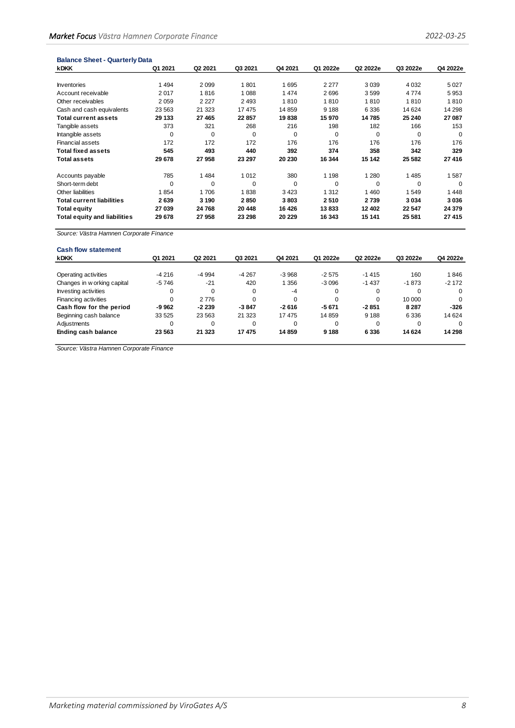**Balance Sheet - Quarterly Data**

| kDKK | Q1 2021 | Q2 2021 | Q3 2021 | Q4 2021 | Q1 2022e | Q2 2022e | Q3 2022e | Q4 2022e |
|---|---|---|---|---|---|---|---|---|
| Inventories | 1 494 | 2 099 | 1 801 | 1 695 | 2 277 | 3 039 | 4 032 | 5 027 |
| Account receivable | 2 017 | 1 816 | 1 088 | 1 474 | 2 696 | 3 599 | 4 774 | 5 953 |
| Other receivables | 2 059 | 2 227 | 2 493 | 1 810 | 1 810 | 1 810 | 1 810 | 1 810 |
| Cash and cash equivalents | 23 563 | 21 323 | 17 475 | 14 859 | 9 188 | 6 336 | 14 624 | 14 298 |
| **Total current assets** | **29 133** | **27 465** | **22 857** | **19 838** | **15 970** | **14 785** | **25 240** | **27 087** |
| Tangible assets | 373 | 321 | 268 | 216 | 198 | 182 | 166 | 153 |
| Intangible assets | 0 | 0 | 0 | 0 | 0 | 0 | 0 | 0 |
| Financial assets | 172 | 172 | 172 | 176 | 176 | 176 | 176 | 176 |
| **Total fixed assets** | **545** | **493** | **440** | **392** | **374** | **358** | **342** | **329** |
| **Total assets** | **29 678** | **27 958** | **23 297** | **20 230** | **16 344** | **15 142** | **25 582** | **27 416** |
| Accounts payable | 785 | 1 484 | 1 012 | 380 | 1 198 | 1 280 | 1 485 | 1 587 |
| Short-term debt | 0 | 0 | 0 | 0 | 0 | 0 | 0 | 0 |
| Other liabilities | 1 854 | 1 706 | 1 838 | 3 423 | 1 312 | 1 460 | 1 549 | 1 448 |
| **Total current liabilities** | **2 639** | **3 190** | **2 850** | **3 803** | **2 510** | **2 739** | **3 034** | **3 036** |
| **Total equity** | **27 039** | **24 768** | **20 448** | **16 426** | **13 833** | **12 402** | **22 547** | **24 379** |
| **Total equity and liabilities** | **29 678** | **27 958** | **23 298** | **20 229** | **16 343** | **15 141** | **25 581** | **27 415** |

*Source: Västra Hamnen Corporate Finance*

**Cash flow statement**

| kDKK | Q1 2021 | Q2 2021 | Q3 2021 | Q4 2021 | Q1 2022e | Q2 2022e | Q3 2022e | Q4 2022e |
|---|---|---|---|---|---|---|---|---|
| Operating activities | -4 216 | -4 994 | -4 267 | -3 968 | -2 575 | -1 415 | 160 | 1 846 |
| Changes in working capital | -5 746 | -21 | 420 | 1 356 | -3 096 | -1 437 | -1 873 | -2 172 |
| Investing activities | 0 | 0 | 0 | -4 | 0 | 0 | 0 | 0 |
| Financing activities | 0 | 2 776 | 0 | 0 | 0 | 0 | 10 000 | 0 |
| **Cash flow for the period** | **-9 962** | **-2 239** | **-3 847** | **-2 616** | **-5 671** | **-2 851** | **8 287** | **-326** |
| Beginning cash balance | 33 525 | 23 563 | 21 323 | 17 475 | 14 859 | 9 188 | 6 336 | 14 624 |
| Adjustments | 0 | 0 | 0 | 0 | 0 | 0 | 0 | 0 |
| **Ending cash balance** | **23 563** | **21 323** | **17 475** | **14 859** | **9 188** | **6 336** | **14 624** | **14 298** |

*Source: Västra Hamnen Corporate Finance*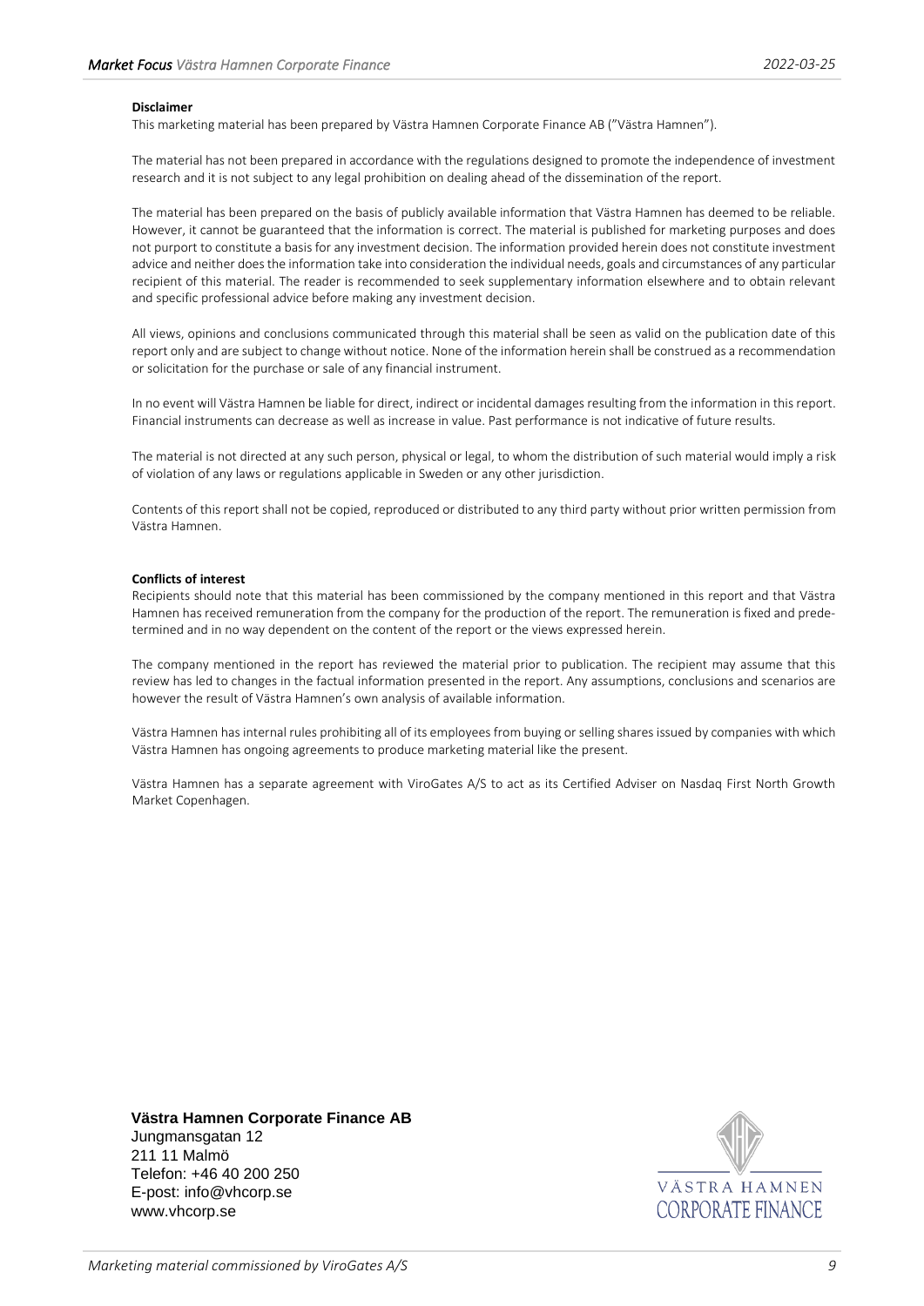**Disclaimer**

This marketing material has been prepared by Västra Hamnen Corporate Finance AB (”Västra Hamnen”).

The material has not been prepared in accordance with the regulations designed to promote the independence of investment research and it is not subject to any legal prohibition on dealing ahead of the dissemination of the report.

The material has been prepared on the basis of publicly available information that Västra Hamnen has deemed to be reliable. However, it cannot be guaranteed that the information is correct. The material is published for marketing purposes and does not purport to constitute a basis for any investment decision. The information provided herein does not constitute investment advice and neither does the information take into consideration the individual needs, goals and circumstances of any particular recipient of this material. The reader is recommended to seek supplementary information elsewhere and to obtain relevant and specific professional advice before making any investment decision.

All views, opinions and conclusions communicated through this material shall be seen as valid on the publication date of this report only and are subject to change without notice. None of the information herein shall be construed as a recommendation or solicitation for the purchase or sale of any financial instrument.

In no event will Västra Hamnen be liable for direct, indirect or incidental damages resulting from the information in this report. Financial instruments can decrease as well as increase in value. Past performance is not indicative of future results.

The material is not directed at any such person, physical or legal, to whom the distribution of such material would imply a risk of violation of any laws or regulations applicable in Sweden or any other jurisdiction.

Contents of this report shall not be copied, reproduced or distributed to any third party without prior written permission from Västra Hamnen.

**Conflicts of interest**

Recipients should note that this material has been commissioned by the company mentioned in this report and that Västra Hamnen has received remuneration from the company for the production of the report. The remuneration is fixed and predetermined and in no way dependent on the content of the report or the views expressed herein.

The company mentioned in the report has reviewed the material prior to publication. The recipient may assume that this review has led to changes in the factual information presented in the report. Any assumptions, conclusions and scenarios are however the result of Västra Hamnen's own analysis of available information.

Västra Hamnen has internal rules prohibiting all of its employees from buying or selling shares issued by companies with which Västra Hamnen has ongoing agreements to produce marketing material like the present.

Västra Hamnen has a separate agreement with ViroGates A/S to act as its Certified Adviser on Nasdaq First North Growth Market Copenhagen.

**Västra Hamnen Corporate Finance AB**
Jungmansgatan 12
211 11 Malmö
Telefon: +46 40 200 250
E-post: info@vhcorp.se
www.vhcorp.se

VÄSTRA HAMNEN
CORPORATE FINANCE